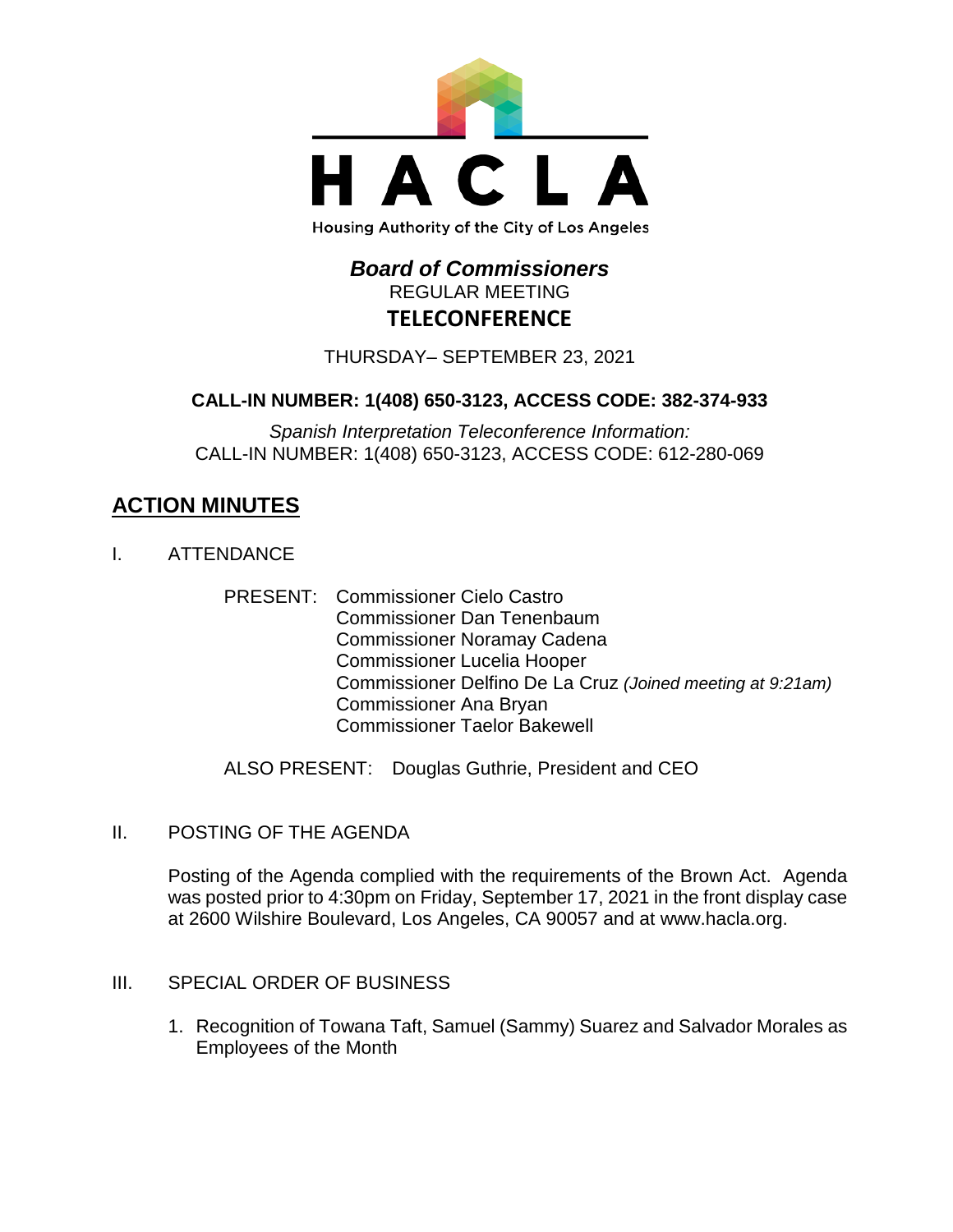HACLA

Housing Authority of the City of Los Angeles

# *Board of Commissioners*

REGULAR MEETING

**TELECONFERENCE**

THURSDAY– SEPTEMBER 23, 2021

**CALL-IN NUMBER: 1(408) 650-3123, ACCESS CODE: 382-374-933**

*Spanish Interpretation Teleconference Information:*
CALL-IN NUMBER: 1(408) 650-3123, ACCESS CODE: 612-280-069

## ACTION MINUTES

I. ATTENDANCE

PRESENT: Commissioner Cielo Castro
Commissioner Dan Tenenbaum
Commissioner Noramay Cadena
Commissioner Lucelia Hooper
Commissioner Delfino De La Cruz *(Joined meeting at 9:21am)*
Commissioner Ana Bryan
Commissioner Taelor Bakewell

ALSO PRESENT: Douglas Guthrie, President and CEO

II. POSTING OF THE AGENDA

Posting of the Agenda complied with the requirements of the Brown Act. Agenda was posted prior to 4:30pm on Friday, September 17, 2021 in the front display case at 2600 Wilshire Boulevard, Los Angeles, CA 90057 and at www.hacla.org.

III. SPECIAL ORDER OF BUSINESS

1. Recognition of Towana Taft, Samuel (Sammy) Suarez and Salvador Morales as Employees of the Month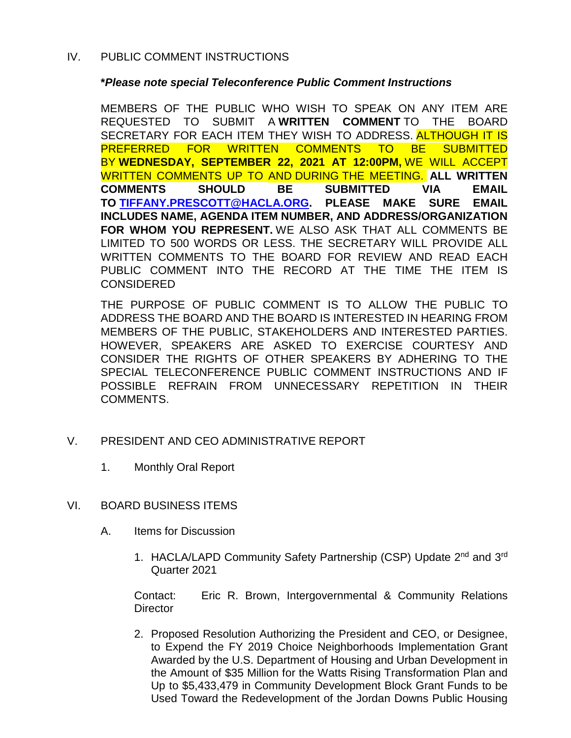## IV. PUBLIC COMMENT INSTRUCTIONS

***Please note special Teleconference Public Comment Instructions**

MEMBERS OF THE PUBLIC WHO WISH TO SPEAK ON ANY ITEM ARE REQUESTED TO SUBMIT A **WRITTEN COMMENT** TO THE BOARD SECRETARY FOR EACH ITEM THEY WISH TO ADDRESS. ALTHOUGH IT IS PREFERRED FOR WRITTEN COMMENTS TO BE SUBMITTED BY **WEDNESDAY, SEPTEMBER 22, 2021 AT 12:00PM,** WE WILL ACCEPT WRITTEN COMMENTS UP TO AND DURING THE MEETING. **ALL WRITTEN COMMENTS SHOULD BE SUBMITTED VIA EMAIL TO [TIFFANY.PRESCOTT@HACLA.ORG](mailto:TIFFANY.PRESCOTT@HACLA.ORG). PLEASE MAKE SURE EMAIL INCLUDES NAME, AGENDA ITEM NUMBER, AND ADDRESS/ORGANIZATION FOR WHOM YOU REPRESENT.** WE ALSO ASK THAT ALL COMMENTS BE LIMITED TO 500 WORDS OR LESS. THE SECRETARY WILL PROVIDE ALL WRITTEN COMMENTS TO THE BOARD FOR REVIEW AND READ EACH PUBLIC COMMENT INTO THE RECORD AT THE TIME THE ITEM IS CONSIDERED

THE PURPOSE OF PUBLIC COMMENT IS TO ALLOW THE PUBLIC TO ADDRESS THE BOARD AND THE BOARD IS INTERESTED IN HEARING FROM MEMBERS OF THE PUBLIC, STAKEHOLDERS AND INTERESTED PARTIES. HOWEVER, SPEAKERS ARE ASKED TO EXERCISE COURTESY AND CONSIDER THE RIGHTS OF OTHER SPEAKERS BY ADHERING TO THE SPECIAL TELECONFERENCE PUBLIC COMMENT INSTRUCTIONS AND IF POSSIBLE REFRAIN FROM UNNECESSARY REPETITION IN THEIR COMMENTS.

## V. PRESIDENT AND CEO ADMINISTRATIVE REPORT

1. Monthly Oral Report

## VI. BOARD BUSINESS ITEMS

### A. Items for Discussion

1. HACLA/LAPD Community Safety Partnership (CSP) Update 2nd and 3rd Quarter 2021

   Contact: Eric R. Brown, Intergovernmental & Community Relations Director

2. Proposed Resolution Authorizing the President and CEO, or Designee, to Expend the FY 2019 Choice Neighborhoods Implementation Grant Awarded by the U.S. Department of Housing and Urban Development in the Amount of $35 Million for the Watts Rising Transformation Plan and Up to $5,433,479 in Community Development Block Grant Funds to be Used Toward the Redevelopment of the Jordan Downs Public Housing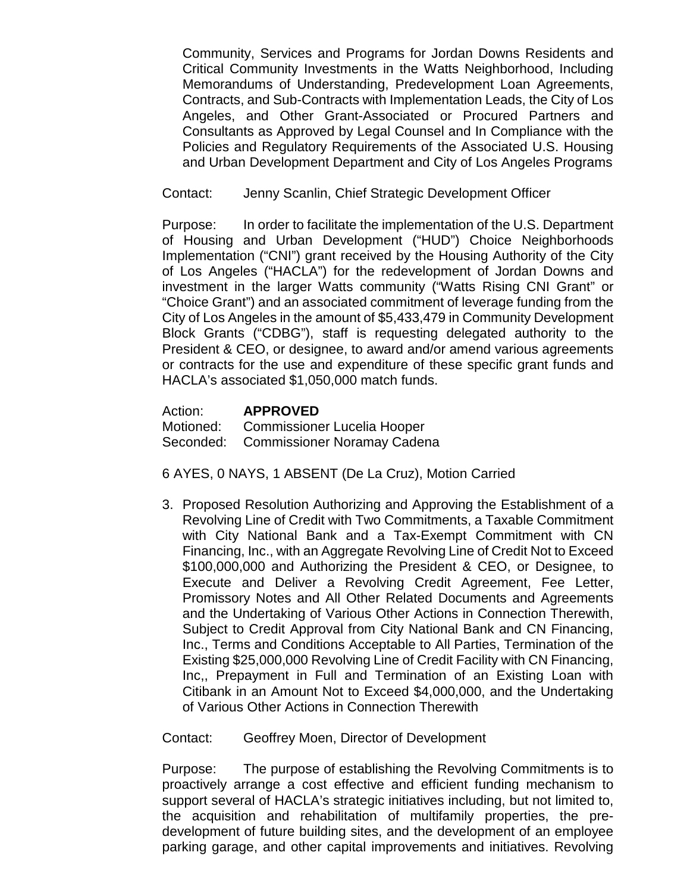Community, Services and Programs for Jordan Downs Residents and Critical Community Investments in the Watts Neighborhood, Including Memorandums of Understanding, Predevelopment Loan Agreements, Contracts, and Sub-Contracts with Implementation Leads, the City of Los Angeles, and Other Grant-Associated or Procured Partners and Consultants as Approved by Legal Counsel and In Compliance with the Policies and Regulatory Requirements of the Associated U.S. Housing and Urban Development Department and City of Los Angeles Programs

Contact: Jenny Scanlin, Chief Strategic Development Officer

Purpose: In order to facilitate the implementation of the U.S. Department of Housing and Urban Development ("HUD") Choice Neighborhoods Implementation ("CNI") grant received by the Housing Authority of the City of Los Angeles ("HACLA") for the redevelopment of Jordan Downs and investment in the larger Watts community ("Watts Rising CNI Grant" or "Choice Grant") and an associated commitment of leverage funding from the City of Los Angeles in the amount of $5,433,479 in Community Development Block Grants ("CDBG"), staff is requesting delegated authority to the President & CEO, or designee, to award and/or amend various agreements or contracts for the use and expenditure of these specific grant funds and HACLA's associated $1,050,000 match funds.

Action: **APPROVED**
Motioned: Commissioner Lucelia Hooper
Seconded: Commissioner Noramay Cadena

6 AYES, 0 NAYS, 1 ABSENT (De La Cruz), Motion Carried

3. Proposed Resolution Authorizing and Approving the Establishment of a Revolving Line of Credit with Two Commitments, a Taxable Commitment with City National Bank and a Tax-Exempt Commitment with CN Financing, Inc., with an Aggregate Revolving Line of Credit Not to Exceed $100,000,000 and Authorizing the President & CEO, or Designee, to Execute and Deliver a Revolving Credit Agreement, Fee Letter, Promissory Notes and All Other Related Documents and Agreements and the Undertaking of Various Other Actions in Connection Therewith, Subject to Credit Approval from City National Bank and CN Financing, Inc., Terms and Conditions Acceptable to All Parties, Termination of the Existing $25,000,000 Revolving Line of Credit Facility with CN Financing, Inc,, Prepayment in Full and Termination of an Existing Loan with Citibank in an Amount Not to Exceed $4,000,000, and the Undertaking of Various Other Actions in Connection Therewith

Contact: Geoffrey Moen, Director of Development

Purpose: The purpose of establishing the Revolving Commitments is to proactively arrange a cost effective and efficient funding mechanism to support several of HACLA's strategic initiatives including, but not limited to, the acquisition and rehabilitation of multifamily properties, the pre-development of future building sites, and the development of an employee parking garage, and other capital improvements and initiatives. Revolving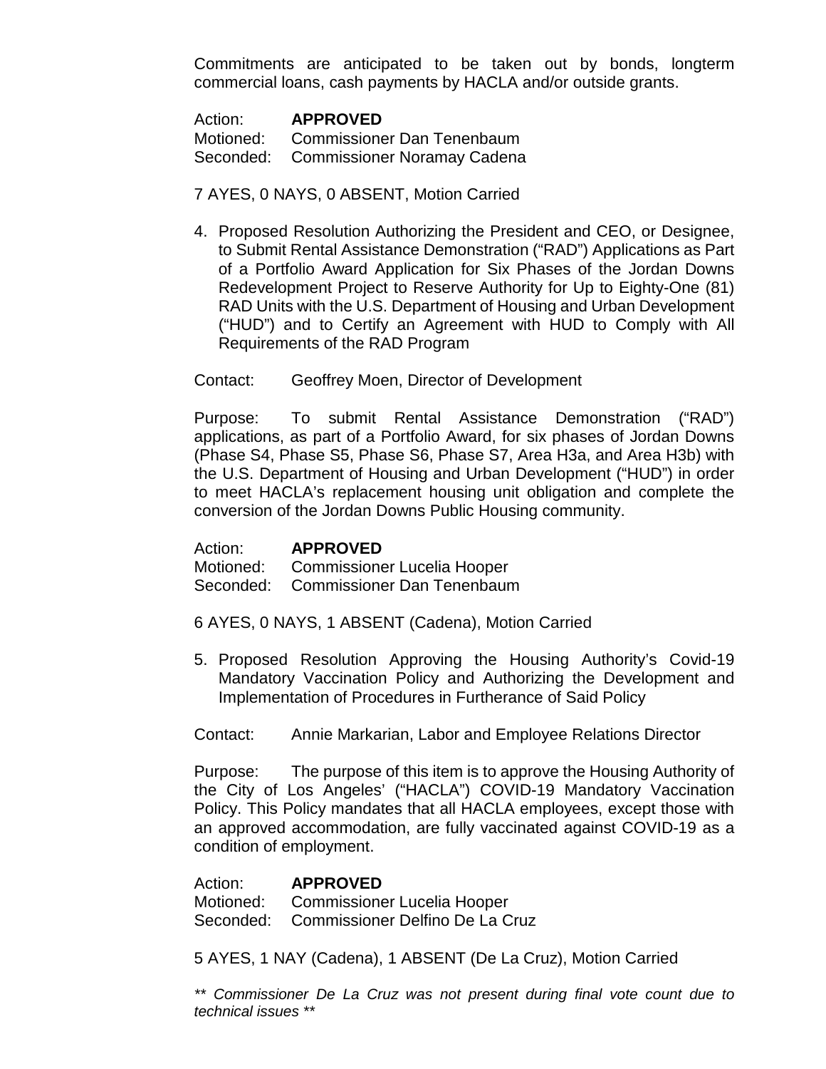Commitments are anticipated to be taken out by bonds, longterm commercial loans, cash payments by HACLA and/or outside grants.

Action: **APPROVED**
Motioned: Commissioner Dan Tenenbaum
Seconded: Commissioner Noramay Cadena

7 AYES, 0 NAYS, 0 ABSENT, Motion Carried

4. Proposed Resolution Authorizing the President and CEO, or Designee, to Submit Rental Assistance Demonstration ("RAD") Applications as Part of a Portfolio Award Application for Six Phases of the Jordan Downs Redevelopment Project to Reserve Authority for Up to Eighty-One (81) RAD Units with the U.S. Department of Housing and Urban Development ("HUD") and to Certify an Agreement with HUD to Comply with All Requirements of the RAD Program

Contact: Geoffrey Moen, Director of Development

Purpose: To submit Rental Assistance Demonstration ("RAD") applications, as part of a Portfolio Award, for six phases of Jordan Downs (Phase S4, Phase S5, Phase S6, Phase S7, Area H3a, and Area H3b) with the U.S. Department of Housing and Urban Development ("HUD") in order to meet HACLA's replacement housing unit obligation and complete the conversion of the Jordan Downs Public Housing community.

Action: **APPROVED**
Motioned: Commissioner Lucelia Hooper
Seconded: Commissioner Dan Tenenbaum

6 AYES, 0 NAYS, 1 ABSENT (Cadena), Motion Carried

5. Proposed Resolution Approving the Housing Authority's Covid-19 Mandatory Vaccination Policy and Authorizing the Development and Implementation of Procedures in Furtherance of Said Policy

Contact: Annie Markarian, Labor and Employee Relations Director

Purpose: The purpose of this item is to approve the Housing Authority of the City of Los Angeles' ("HACLA") COVID-19 Mandatory Vaccination Policy. This Policy mandates that all HACLA employees, except those with an approved accommodation, are fully vaccinated against COVID-19 as a condition of employment.

Action: **APPROVED**
Motioned: Commissioner Lucelia Hooper
Seconded: Commissioner Delfino De La Cruz

5 AYES, 1 NAY (Cadena), 1 ABSENT (De La Cruz), Motion Carried

*\*\* Commissioner De La Cruz was not present during final vote count due to technical issues \*\**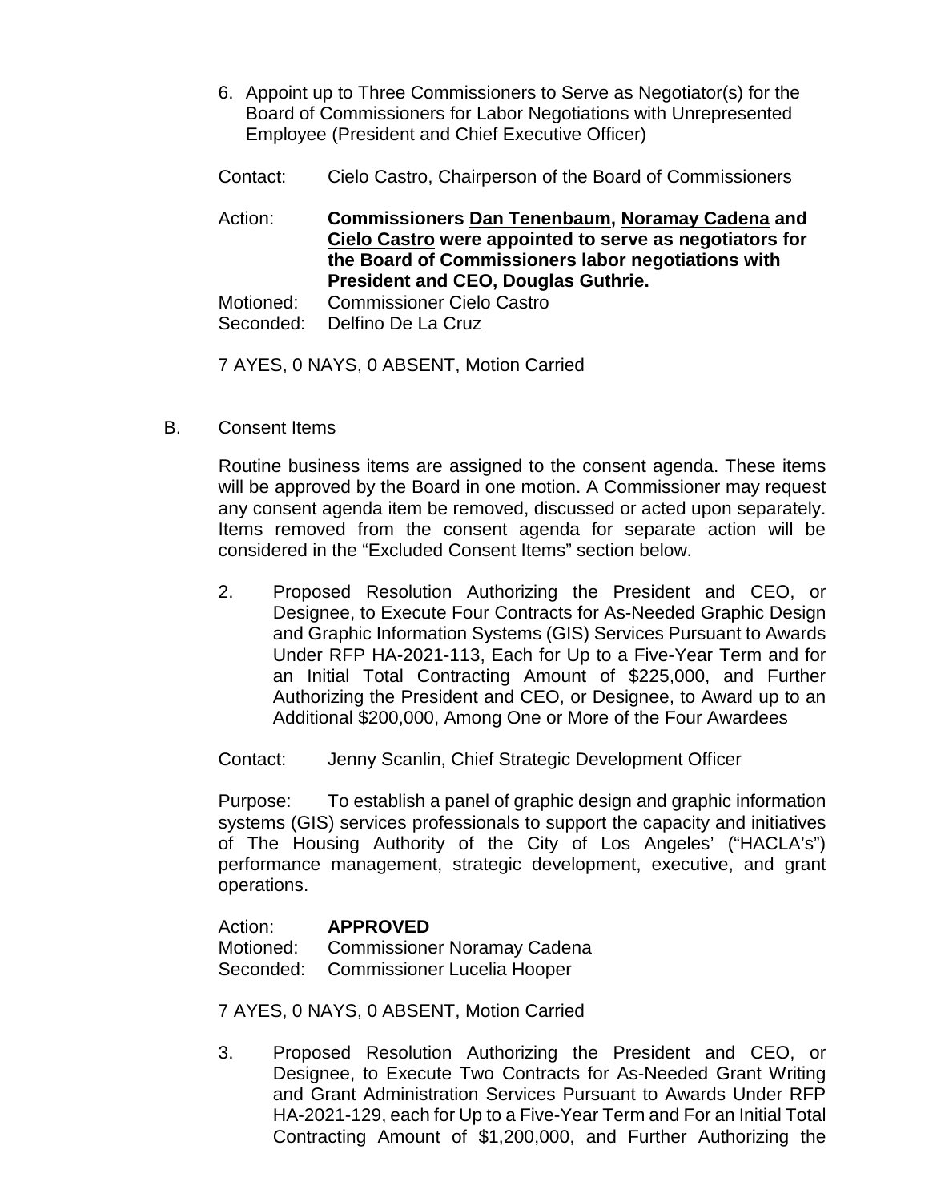6. Appoint up to Three Commissioners to Serve as Negotiator(s) for the Board of Commissioners for Labor Negotiations with Unrepresented Employee (President and Chief Executive Officer)

Contact: Cielo Castro, Chairperson of the Board of Commissioners

Action: **Commissioners <u>Dan Tenenbaum</u>, <u>Noramay Cadena</u> and <u>Cielo Castro</u> were appointed to serve as negotiators for the Board of Commissioners labor negotiations with President and CEO, Douglas Guthrie.**
Motioned: Commissioner Cielo Castro
Seconded: Delfino De La Cruz

7 AYES, 0 NAYS, 0 ABSENT, Motion Carried

B. Consent Items

Routine business items are assigned to the consent agenda. These items will be approved by the Board in one motion. A Commissioner may request any consent agenda item be removed, discussed or acted upon separately. Items removed from the consent agenda for separate action will be considered in the "Excluded Consent Items" section below.

2. Proposed Resolution Authorizing the President and CEO, or Designee, to Execute Four Contracts for As-Needed Graphic Design and Graphic Information Systems (GIS) Services Pursuant to Awards Under RFP HA-2021-113, Each for Up to a Five-Year Term and for an Initial Total Contracting Amount of $225,000, and Further Authorizing the President and CEO, or Designee, to Award up to an Additional $200,000, Among One or More of the Four Awardees

Contact: Jenny Scanlin, Chief Strategic Development Officer

Purpose: To establish a panel of graphic design and graphic information systems (GIS) services professionals to support the capacity and initiatives of The Housing Authority of the City of Los Angeles' ("HACLA's") performance management, strategic development, executive, and grant operations.

Action: **APPROVED**
Motioned: Commissioner Noramay Cadena
Seconded: Commissioner Lucelia Hooper

7 AYES, 0 NAYS, 0 ABSENT, Motion Carried

3. Proposed Resolution Authorizing the President and CEO, or Designee, to Execute Two Contracts for As-Needed Grant Writing and Grant Administration Services Pursuant to Awards Under RFP HA-2021-129, each for Up to a Five-Year Term and For an Initial Total Contracting Amount of $1,200,000, and Further Authorizing the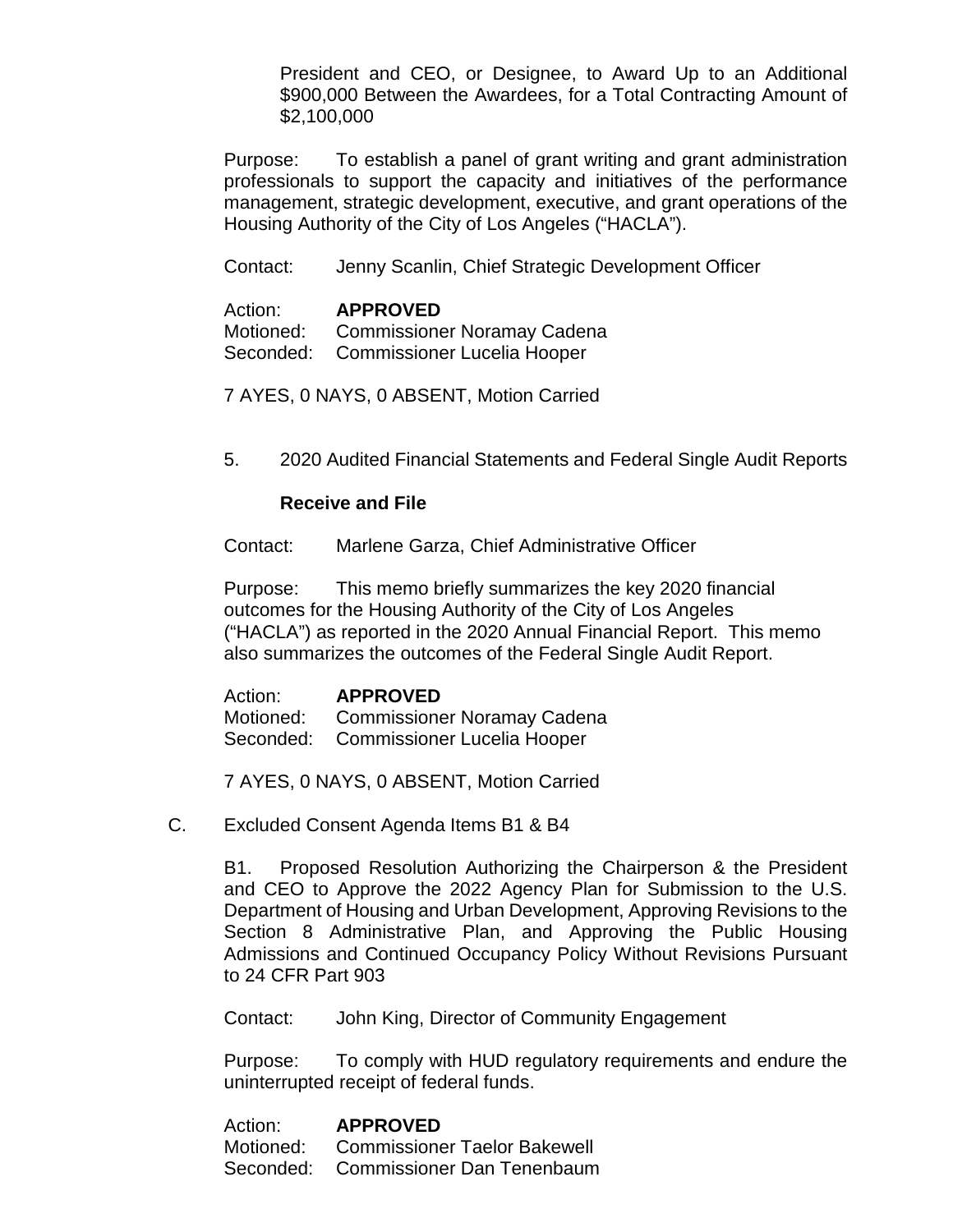President and CEO, or Designee, to Award Up to an Additional $900,000 Between the Awardees, for a Total Contracting Amount of $2,100,000

Purpose: To establish a panel of grant writing and grant administration professionals to support the capacity and initiatives of the performance management, strategic development, executive, and grant operations of the Housing Authority of the City of Los Angeles ("HACLA").

Contact: Jenny Scanlin, Chief Strategic Development Officer

Action: **APPROVED**
Motioned: Commissioner Noramay Cadena
Seconded: Commissioner Lucelia Hooper

7 AYES, 0 NAYS, 0 ABSENT, Motion Carried

5. 2020 Audited Financial Statements and Federal Single Audit Reports

**Receive and File**

Contact: Marlene Garza, Chief Administrative Officer

Purpose: This memo briefly summarizes the key 2020 financial outcomes for the Housing Authority of the City of Los Angeles ("HACLA") as reported in the 2020 Annual Financial Report. This memo also summarizes the outcomes of the Federal Single Audit Report.

Action: **APPROVED**
Motioned: Commissioner Noramay Cadena
Seconded: Commissioner Lucelia Hooper

7 AYES, 0 NAYS, 0 ABSENT, Motion Carried

C. Excluded Consent Agenda Items B1 & B4

B1. Proposed Resolution Authorizing the Chairperson & the President and CEO to Approve the 2022 Agency Plan for Submission to the U.S. Department of Housing and Urban Development, Approving Revisions to the Section 8 Administrative Plan, and Approving the Public Housing Admissions and Continued Occupancy Policy Without Revisions Pursuant to 24 CFR Part 903

Contact: John King, Director of Community Engagement

Purpose: To comply with HUD regulatory requirements and endure the uninterrupted receipt of federal funds.

Action: **APPROVED**
Motioned: Commissioner Taelor Bakewell
Seconded: Commissioner Dan Tenenbaum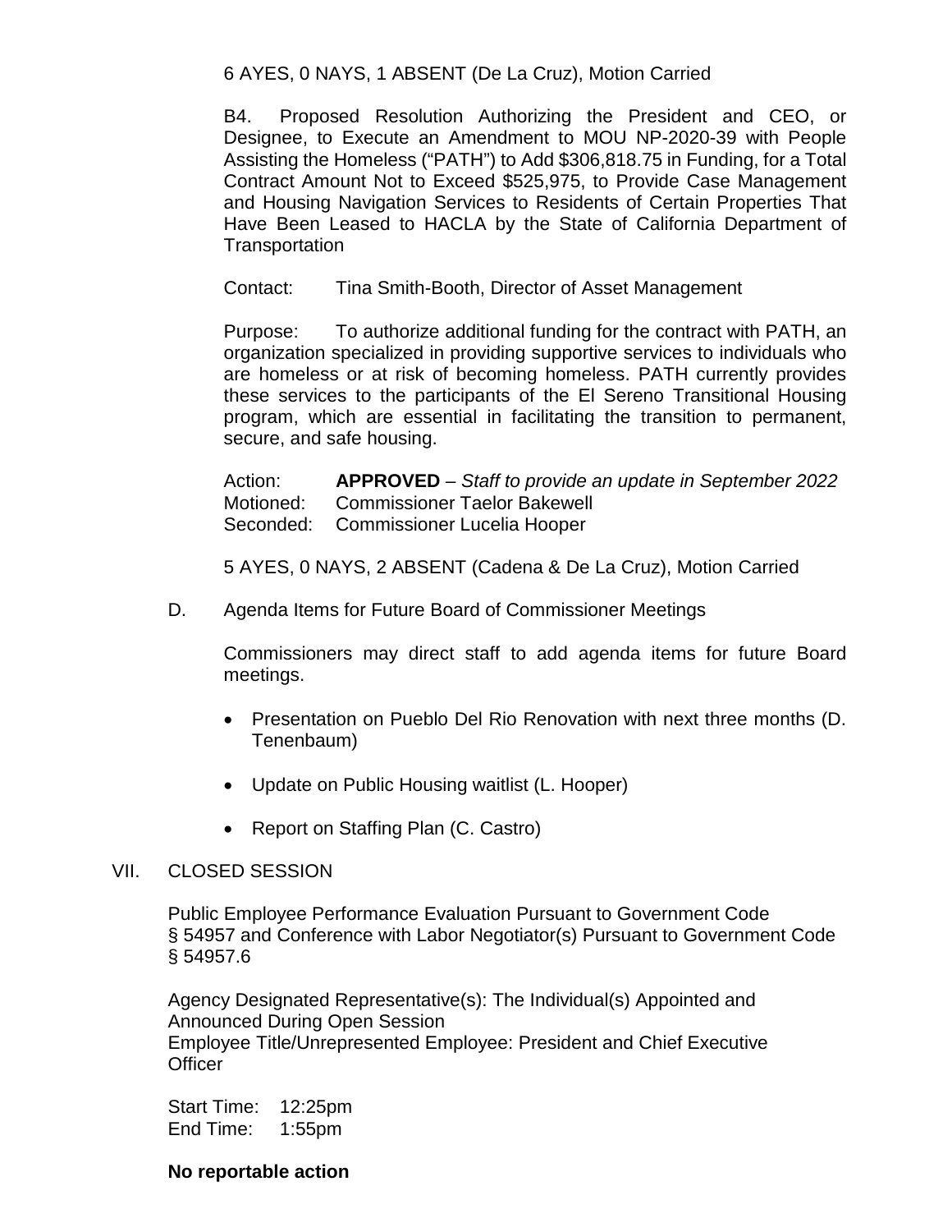6 AYES, 0 NAYS, 1 ABSENT (De La Cruz), Motion Carried

B4. Proposed Resolution Authorizing the President and CEO, or Designee, to Execute an Amendment to MOU NP-2020-39 with People Assisting the Homeless (“PATH”) to Add $306,818.75 in Funding, for a Total Contract Amount Not to Exceed $525,975, to Provide Case Management and Housing Navigation Services to Residents of Certain Properties That Have Been Leased to HACLA by the State of California Department of Transportation

Contact: Tina Smith-Booth, Director of Asset Management

Purpose: To authorize additional funding for the contract with PATH, an organization specialized in providing supportive services to individuals who are homeless or at risk of becoming homeless. PATH currently provides these services to the participants of the El Sereno Transitional Housing program, which are essential in facilitating the transition to permanent, secure, and safe housing.

Action: **APPROVED** – *Staff to provide an update in September 2022*
Motioned: Commissioner Taelor Bakewell
Seconded: Commissioner Lucelia Hooper

5 AYES, 0 NAYS, 2 ABSENT (Cadena & De La Cruz), Motion Carried

D. Agenda Items for Future Board of Commissioner Meetings

Commissioners may direct staff to add agenda items for future Board meetings.

- Presentation on Pueblo Del Rio Renovation with next three months (D. Tenenbaum)
- Update on Public Housing waitlist (L. Hooper)
- Report on Staffing Plan (C. Castro)

VII. CLOSED SESSION

Public Employee Performance Evaluation Pursuant to Government Code § 54957 and Conference with Labor Negotiator(s) Pursuant to Government Code § 54957.6

Agency Designated Representative(s): The Individual(s) Appointed and Announced During Open Session
Employee Title/Unrepresented Employee: President and Chief Executive Officer

Start Time: 12:25pm
End Time: 1:55pm

**No reportable action**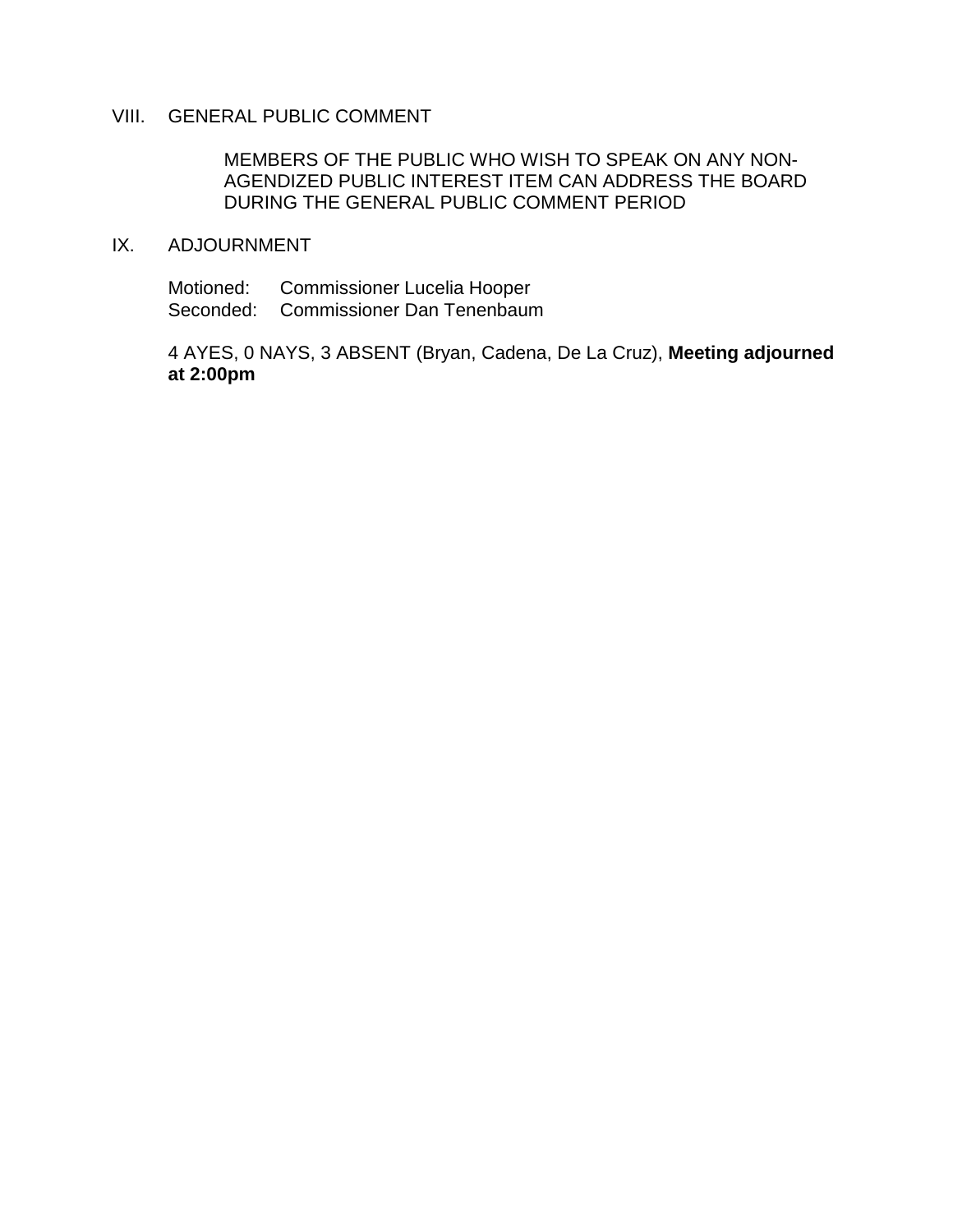## VIII. GENERAL PUBLIC COMMENT

MEMBERS OF THE PUBLIC WHO WISH TO SPEAK ON ANY NON-AGENDIZED PUBLIC INTEREST ITEM CAN ADDRESS THE BOARD DURING THE GENERAL PUBLIC COMMENT PERIOD

## IX. ADJOURNMENT

Motioned: Commissioner Lucelia Hooper
Seconded: Commissioner Dan Tenenbaum

4 AYES, 0 NAYS, 3 ABSENT (Bryan, Cadena, De La Cruz), **Meeting adjourned at 2:00pm**